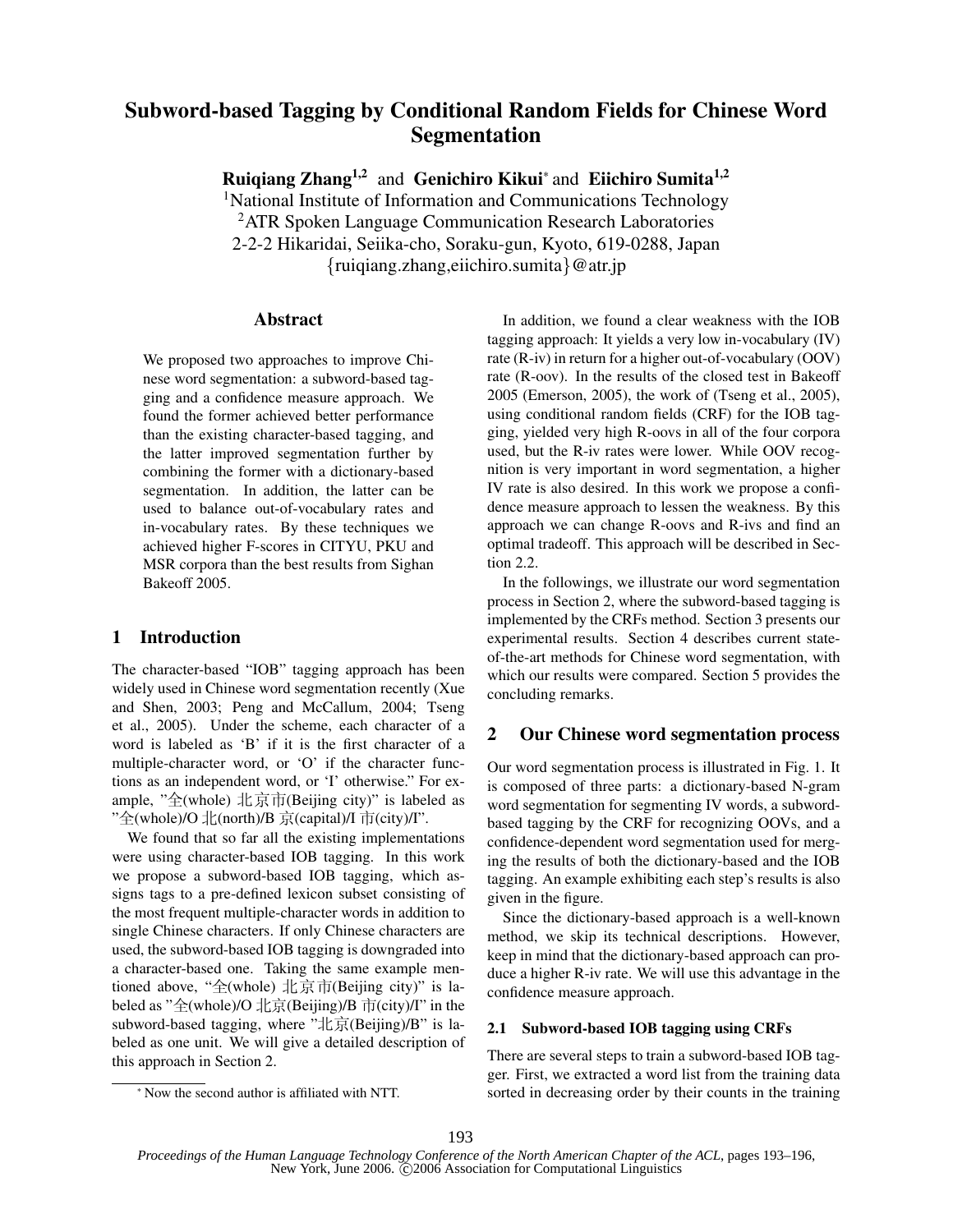# Subword-based Tagging by Conditional Random Fields for Chinese Word Segmentation

**Ruiqiang Zhang**[1,2] and **Genichiro Kikui**[*] and **Eiichiro Sumita**[1,2]

[1]National Institute of Information and Communications Technology
[2]ATR Spoken Language Communication Research Laboratories
2-2-2 Hikaridai, Seiika-cho, Soraku-gun, Kyoto, 619-0288, Japan
{ruiqiang.zhang,eiichiro.sumita}@atr.jp

## Abstract

We proposed two approaches to improve Chinese word segmentation: a subword-based tagging and a confidence measure approach. We found the former achieved better performance than the existing character-based tagging, and the latter improved segmentation further by combining the former with a dictionary-based segmentation. In addition, the latter can be used to balance out-of-vocabulary rates and in-vocabulary rates. By these techniques we achieved higher F-scores in CITYU, PKU and MSR corpora than the best results from Sighan Bakeoff 2005.

## 1 Introduction

The character-based "IOB" tagging approach has been widely used in Chinese word segmentation recently (Xue and Shen, 2003; Peng and McCallum, 2004; Tseng et al., 2005). Under the scheme, each character of a word is labeled as 'B' if it is the first character of a multiple-character word, or 'O' if the character functions as an independent word, or 'I' otherwise." For example, "全(whole) 北京市(Beijing city)" is labeled as "全(whole)/O 北(north)/B 京(capital)/I 市(city)/I".

We found that so far all the existing implementations were using character-based IOB tagging. In this work we propose a subword-based IOB tagging, which assigns tags to a pre-defined lexicon subset consisting of the most frequent multiple-character words in addition to single Chinese characters. If only Chinese characters are used, the subword-based IOB tagging is downgraded into a character-based one. Taking the same example mentioned above, "全(whole) 北京市(Beijing city)" is labeled as "全(whole)/O 北京(Beijing)/B 市(city)/I" in the subword-based tagging, where "北京(Beijing)/B" is labeled as one unit. We will give a detailed description of this approach in Section 2.

[*] Now the second author is affiliated with NTT.

In addition, we found a clear weakness with the IOB tagging approach: It yields a very low in-vocabulary (IV) rate (R-iv) in return for a higher out-of-vocabulary (OOV) rate (R-oov). In the results of the closed test in Bakeoff 2005 (Emerson, 2005), the work of (Tseng et al., 2005), using conditional random fields (CRF) for the IOB tagging, yielded very high R-oovs in all of the four corpora used, but the R-iv rates were lower. While OOV recognition is very important in word segmentation, a higher IV rate is also desired. In this work we propose a confidence measure approach to lessen the weakness. By this approach we can change R-oovs and R-ivs and find an optimal tradeoff. This approach will be described in Section 2.2.

In the followings, we illustrate our word segmentation process in Section 2, where the subword-based tagging is implemented by the CRFs method. Section 3 presents our experimental results. Section 4 describes current state-of-the-art methods for Chinese word segmentation, with which our results were compared. Section 5 provides the concluding remarks.

## 2 Our Chinese word segmentation process

Our word segmentation process is illustrated in Fig. 1. It is composed of three parts: a dictionary-based N-gram word segmentation for segmenting IV words, a subword-based tagging by the CRF for recognizing OOVs, and a confidence-dependent word segmentation used for merging the results of both the dictionary-based and the IOB tagging. An example exhibiting each step's results is also given in the figure.

Since the dictionary-based approach is a well-known method, we skip its technical descriptions. However, keep in mind that the dictionary-based approach can produce a higher R-iv rate. We will use this advantage in the confidence measure approach.

### 2.1 Subword-based IOB tagging using CRFs

There are several steps to train a subword-based IOB tagger. First, we extracted a word list from the training data sorted in decreasing order by their counts in the training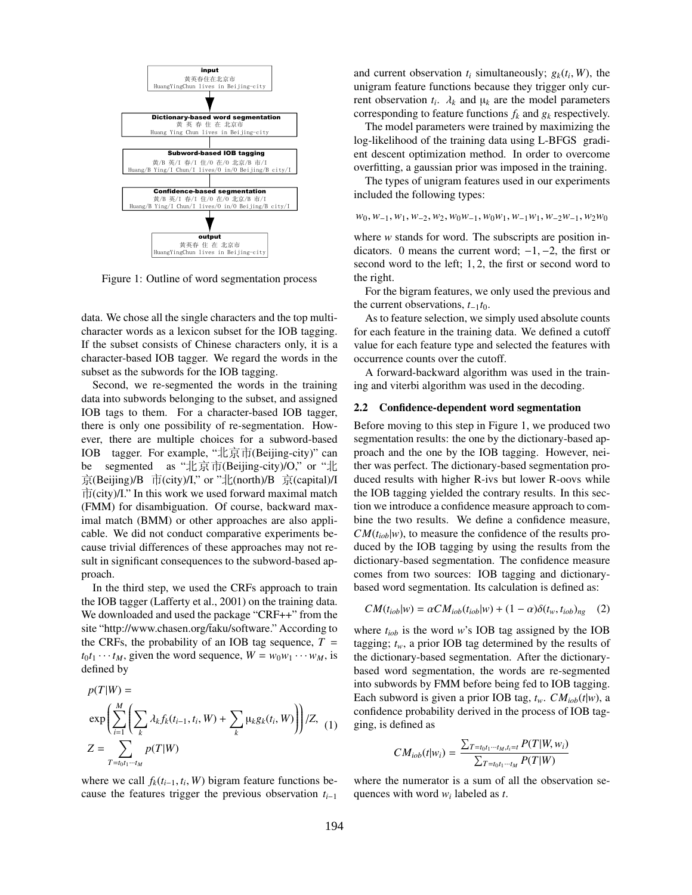input
黄英春住在北京市
HuangYingChun lives in Beijing-city

Dictionary-based word segmentation
黄 英 春 住 在 北京市
Huang Ying Chun lives in Beijing-city

Subword-based IOB tagging
黄/B 英/I 春/I 住/O 在/O 北京/B 市/I
Huang/B Ying/I Chun/I lives/O in/O Beijing/B city/I

Confidence-based segmentation
黄/B 英/I 春/I 住/O 在/O 北京/B 市/I
Huang/B Ying/I Chun/I lives/O in/O Beijing/B city/I

output
黄英春 住 在 北京市
HuangYingChun lives in Beijing-city

Figure 1: Outline of word segmentation process

data. We chose all the single characters and the top multi-character words as a lexicon subset for the IOB tagging. If the subset consists of Chinese characters only, it is a character-based IOB tagger. We regard the words in the subset as the subwords for the IOB tagging.

Second, we re-segmented the words in the training data into subwords belonging to the subset, and assigned IOB tags to them. For a character-based IOB tagger, there is only one possibility of re-segmentation. However, there are multiple choices for a subword-based IOB tagger. For example, "北京市(Beijing-city)" can be segmented as "北京市(Beijing-city)/O," or "北京(Beijing)/B 市(city)/I," or "北(north)/B 京(capital)/I 市(city)/I." In this work we used forward maximal match (FMM) for disambiguation. Of course, backward maximal match (BMM) or other approaches are also applicable. We did not conduct comparative experiments because trivial differences of these approaches may not result in significant consequences to the subword-based approach.

In the third step, we used the CRFs approach to train the IOB tagger (Lafferty et al., 2001) on the training data. We downloaded and used the package "CRF++" from the site "http://www.chasen.org/taku/software." According to the CRFs, the probability of an IOB tag sequence, $T = t_0 t_1 \cdots t_M$, given the word sequence, $W = w_0 w_1 \cdots w_M$, is defined by

$$
\begin{aligned}
p(T|W) &= \\
&\exp\left(\sum_{i=1}^{M}\left(\sum_k \lambda_k f_k(t_{i-1}, t_i, W) + \sum_k \mu_k g_k(t_i, W)\right)\right)/Z, \\
Z &= \sum_{T=t_0 t_1 \cdots t_M} p(T|W)
\end{aligned}
\tag{1}
$$

where we call $f_k(t_{i-1}, t_i, W)$ bigram feature functions because the features trigger the previous observation $t_{i-1}$ and current observation $t_i$ simultaneously; $g_k(t_i, W)$, the unigram feature functions because they trigger only current observation $t_i$. $\lambda_k$ and $\mu_k$ are the model parameters corresponding to feature functions $f_k$ and $g_k$ respectively.

The model parameters were trained by maximizing the log-likelihood of the training data using L-BFGS gradient descent optimization method. In order to overcome overfitting, a gaussian prior was imposed in the training.

The types of unigram features used in our experiments included the following types:

$$w_0, w_{-1}, w_1, w_{-2}, w_2, w_0 w_{-1}, w_0 w_1, w_{-1} w_1, w_{-2} w_{-1}, w_2 w_0$$

where $w$ stands for word. The subscripts are position indicators. 0 means the current word; $-1, -2$, the first or second word to the left; $1, 2$, the first or second word to the right.

For the bigram features, we only used the previous and the current observations, $t_{-1} t_0$.

As to feature selection, we simply used absolute counts for each feature in the training data. We defined a cutoff value for each feature type and selected the features with occurrence counts over the cutoff.

A forward-backward algorithm was used in the training and viterbi algorithm was used in the decoding.

### 2.2 Confidence-dependent word segmentation

Before moving to this step in Figure 1, we produced two segmentation results: the one by the dictionary-based approach and the one by the IOB tagging. However, neither was perfect. The dictionary-based segmentation produced results with higher R-ivs but lower R-oovs while the IOB tagging yielded the contrary results. In this section we introduce a confidence measure approach to combine the two results. We define a confidence measure, $CM(t_{iob}|w)$, to measure the confidence of the results produced by the IOB tagging by using the results from the dictionary-based segmentation. The confidence measure comes from two sources: IOB tagging and dictionary-based word segmentation. Its calculation is defined as:

$$CM(t_{iob}|w) = \alpha CM_{iob}(t_{iob}|w) + (1-\alpha)\delta(t_w, t_{iob})_{ng} \tag{2}$$

where $t_{iob}$ is the word $w$'s IOB tag assigned by the IOB tagging; $t_w$, a prior IOB tag determined by the results of the dictionary-based segmentation. After the dictionary-based word segmentation, the words are re-segmented into subwords by FMM before being fed to IOB tagging. Each subword is given a prior IOB tag, $t_w$. $CM_{iob}(t|w)$, a confidence probability derived in the process of IOB tagging, is defined as

$$CM_{iob}(t|w_i) = \frac{\sum_{T=t_0 t_1 \cdots t_M, t_i = t} P(T|W, w_i)}{\sum_{T=t_0 t_1 \cdots t_M} P(T|W)}$$

where the numerator is a sum of all the observation sequences with word $w_i$ labeled as $t$.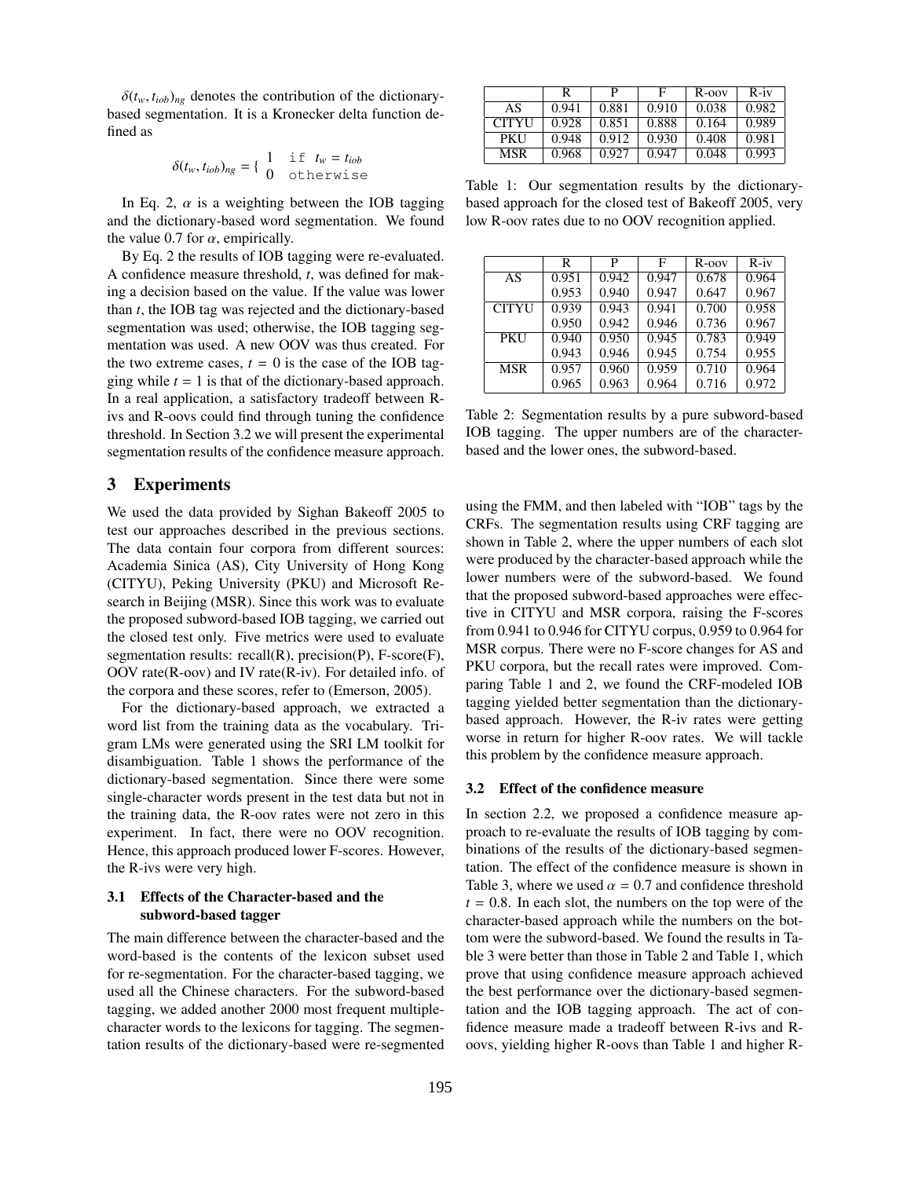$\delta(t_w, t_{iob})_{ng}$ denotes the contribution of the dictionary-based segmentation. It is a Kronecker delta function defined as

$$\delta(t_w, t_{iob})_{ng} = \{ \begin{array}{ll} 1 & \text{if } t_w = t_{iob} \\ 0 & \text{otherwise} \end{array}$$

In Eq. 2, $\alpha$ is a weighting between the IOB tagging and the dictionary-based word segmentation. We found the value 0.7 for $\alpha$, empirically.

By Eq. 2 the results of IOB tagging were re-evaluated. A confidence measure threshold, $t$, was defined for making a decision based on the value. If the value was lower than $t$, the IOB tag was rejected and the dictionary-based segmentation was used; otherwise, the IOB tagging segmentation was used. A new OOV was thus created. For the two extreme cases, $t = 0$ is the case of the IOB tagging while $t = 1$ is that of the dictionary-based approach. In a real application, a satisfactory tradeoff between R-ivs and R-oovs could find through tuning the confidence threshold. In Section 3.2 we will present the experimental segmentation results of the confidence measure approach.

## 3 Experiments

We used the data provided by Sighan Bakeoff 2005 to test our approaches described in the previous sections. The data contain four corpora from different sources: Academia Sinica (AS), City University of Hong Kong (CITYU), Peking University (PKU) and Microsoft Research in Beijing (MSR). Since this work was to evaluate the proposed subword-based IOB tagging, we carried out the closed test only. Five metrics were used to evaluate segmentation results: recall(R), precision(P), F-score(F), OOV rate(R-oov) and IV rate(R-iv). For detailed info. of the corpora and these scores, refer to (Emerson, 2005).

For the dictionary-based approach, we extracted a word list from the training data as the vocabulary. Tri-gram LMs were generated using the SRI LM toolkit for disambiguation. Table 1 shows the performance of the dictionary-based segmentation. Since there were some single-character words present in the test data but not in the training data, the R-oov rates were not zero in this experiment. In fact, there were no OOV recognition. Hence, this approach produced lower F-scores. However, the R-ivs were very high.

|  | R | P | F | R-oov | R-iv |
|---|---|---|---|---|---|
| AS | 0.941 | 0.881 | 0.910 | 0.038 | 0.982 |
| CITYU | 0.928 | 0.851 | 0.888 | 0.164 | 0.989 |
| PKU | 0.948 | 0.912 | 0.930 | 0.408 | 0.981 |
| MSR | 0.968 | 0.927 | 0.947 | 0.048 | 0.993 |

Table 1: Our segmentation results by the dictionary-based approach for the closed test of Bakeoff 2005, very low R-oov rates due to no OOV recognition applied.

|  | R | P | F | R-oov | R-iv |
|---|---|---|---|---|---|
| AS | 0.951 | 0.942 | 0.947 | 0.678 | 0.964 |
|  | 0.953 | 0.940 | 0.947 | 0.647 | 0.967 |
| CITYU | 0.939 | 0.943 | 0.941 | 0.700 | 0.958 |
|  | 0.950 | 0.942 | 0.946 | 0.736 | 0.967 |
| PKU | 0.940 | 0.950 | 0.945 | 0.783 | 0.949 |
|  | 0.943 | 0.946 | 0.945 | 0.754 | 0.955 |
| MSR | 0.957 | 0.960 | 0.959 | 0.710 | 0.964 |
|  | 0.965 | 0.963 | 0.964 | 0.716 | 0.972 |

Table 2: Segmentation results by a pure subword-based IOB tagging. The upper numbers are of the character-based and the lower ones, the subword-based.

### 3.1 Effects of the Character-based and the subword-based tagger

The main difference between the character-based and the word-based is the contents of the lexicon subset used for re-segmentation. For the character-based tagging, we used all the Chinese characters. For the subword-based tagging, we added another 2000 most frequent multiple-character words to the lexicons for tagging. The segmentation results of the dictionary-based were re-segmented using the FMM, and then labeled with "IOB" tags by the CRFs. The segmentation results using CRF tagging are shown in Table 2, where the upper numbers of each slot were produced by the character-based approach while the lower numbers were of the subword-based. We found that the proposed subword-based approaches were effective in CITYU and MSR corpora, raising the F-scores from 0.941 to 0.946 for CITYU corpus, 0.959 to 0.964 for MSR corpus. There were no F-score changes for AS and PKU corpora, but the recall rates were improved. Comparing Table 1 and 2, we found the CRF-modeled IOB tagging yielded better segmentation than the dictionary-based approach. However, the R-iv rates were getting worse in return for higher R-oov rates. We will tackle this problem by the confidence measure approach.

### 3.2 Effect of the confidence measure

In section 2.2, we proposed a confidence measure approach to re-evaluate the results of IOB tagging by combinations of the results of the dictionary-based segmentation. The effect of the confidence measure is shown in Table 3, where we used $\alpha = 0.7$ and confidence threshold $t = 0.8$. In each slot, the numbers on the top were of the character-based approach while the numbers on the bottom were the subword-based. We found the results in Table 3 were better than those in Table 2 and Table 1, which prove that using confidence measure approach achieved the best performance over the dictionary-based segmentation and the IOB tagging approach. The act of confidence measure made a tradeoff between R-ivs and R-oovs, yielding higher R-oovs than Table 1 and higher R-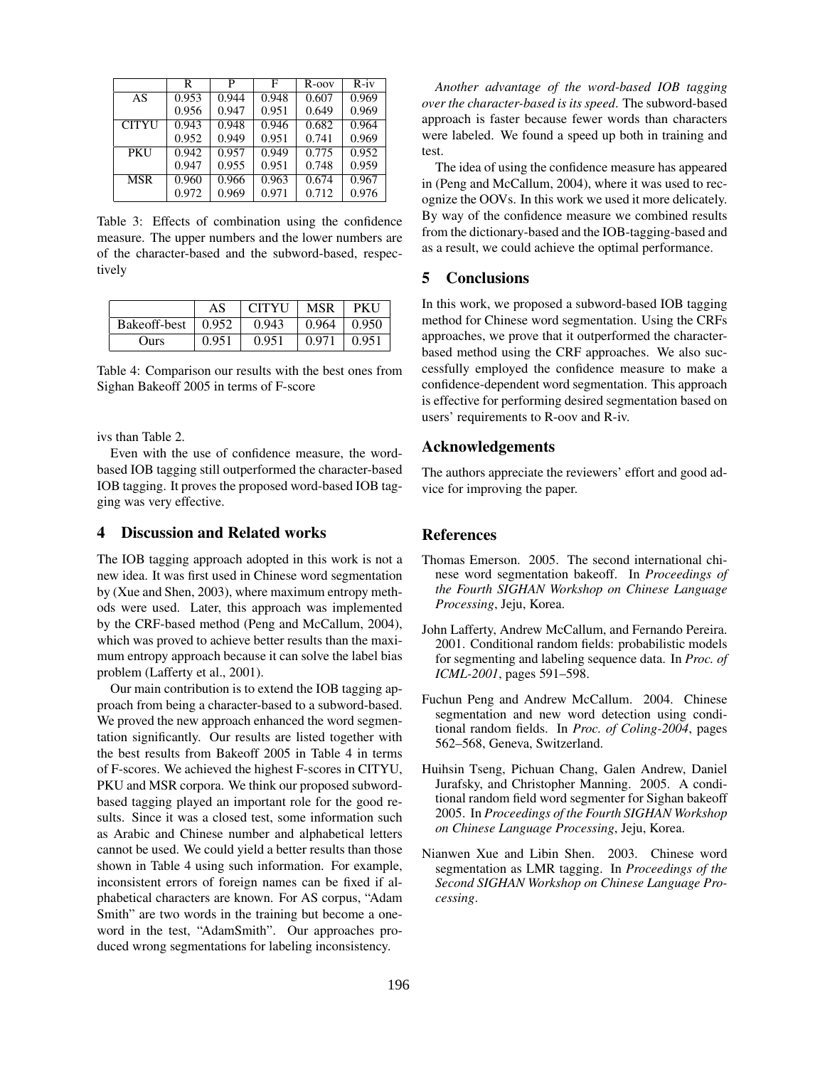| | R | P | F | R-oov | R-iv |
|---|---|---|---|---|---|
| AS | 0.953 | 0.944 | 0.948 | 0.607 | 0.969 |
| | 0.956 | 0.947 | 0.951 | 0.649 | 0.969 |
| CITYU | 0.943 | 0.948 | 0.946 | 0.682 | 0.964 |
| | 0.952 | 0.949 | 0.951 | 0.741 | 0.969 |
| PKU | 0.942 | 0.957 | 0.949 | 0.775 | 0.952 |
| | 0.947 | 0.955 | 0.951 | 0.748 | 0.959 |
| MSR | 0.960 | 0.966 | 0.963 | 0.674 | 0.967 |
| | 0.972 | 0.969 | 0.971 | 0.712 | 0.976 |

Table 3: Effects of combination using the confidence measure. The upper numbers and the lower numbers are of the character-based and the subword-based, respectively

| | AS | CITYU | MSR | PKU |
|---|---|---|---|---|
| Bakeoff-best | 0.952 | 0.943 | 0.964 | 0.950 |
| Ours | 0.951 | 0.951 | 0.971 | 0.951 |

Table 4: Comparison our results with the best ones from Sighan Bakeoff 2005 in terms of F-score

ivs than Table 2.

Even with the use of confidence measure, the word-based IOB tagging still outperformed the character-based IOB tagging. It proves the proposed word-based IOB tagging was very effective.

## 4 Discussion and Related works

The IOB tagging approach adopted in this work is not a new idea. It was first used in Chinese word segmentation by (Xue and Shen, 2003), where maximum entropy methods were used. Later, this approach was implemented by the CRF-based method (Peng and McCallum, 2004), which was proved to achieve better results than the maximum entropy approach because it can solve the label bias problem (Lafferty et al., 2001).

Our main contribution is to extend the IOB tagging approach from being a character-based to a subword-based. We proved the new approach enhanced the word segmentation significantly. Our results are listed together with the best results from Bakeoff 2005 in Table 4 in terms of F-scores. We achieved the highest F-scores in CITYU, PKU and MSR corpora. We think our proposed subword-based tagging played an important role for the good results. Since it was a closed test, some information such as Arabic and Chinese number and alphabetical letters cannot be used. We could yield a better results than those shown in Table 4 using such information. For example, inconsistent errors of foreign names can be fixed if alphabetical characters are known. For AS corpus, "Adam Smith" are two words in the training but become a one-word in the test, "AdamSmith". Our approaches produced wrong segmentations for labeling inconsistency.

*Another advantage of the word-based IOB tagging over the character-based is its speed.* The subword-based approach is faster because fewer words than characters were labeled. We found a speed up both in training and test.

The idea of using the confidence measure has appeared in (Peng and McCallum, 2004), where it was used to recognize the OOVs. In this work we used it more delicately. By way of the confidence measure we combined results from the dictionary-based and the IOB-tagging-based and as a result, we could achieve the optimal performance.

## 5 Conclusions

In this work, we proposed a subword-based IOB tagging method for Chinese word segmentation. Using the CRFs approaches, we prove that it outperformed the character-based method using the CRF approaches. We also successfully employed the confidence measure to make a confidence-dependent word segmentation. This approach is effective for performing desired segmentation based on users' requirements to R-oov and R-iv.

## Acknowledgements

The authors appreciate the reviewers' effort and good advice for improving the paper.

## References

Thomas Emerson. 2005. The second international chinese word segmentation bakeoff. In *Proceedings of the Fourth SIGHAN Workshop on Chinese Language Processing*, Jeju, Korea.

John Lafferty, Andrew McCallum, and Fernando Pereira. 2001. Conditional random fields: probabilistic models for segmenting and labeling sequence data. In *Proc. of ICML-2001*, pages 591–598.

Fuchun Peng and Andrew McCallum. 2004. Chinese segmentation and new word detection using conditional random fields. In *Proc. of Coling-2004*, pages 562–568, Geneva, Switzerland.

Huihsin Tseng, Pichuan Chang, Galen Andrew, Daniel Jurafsky, and Christopher Manning. 2005. A conditional random field word segmenter for Sighan bakeoff 2005. In *Proceedings of the Fourth SIGHAN Workshop on Chinese Language Processing*, Jeju, Korea.

Nianwen Xue and Libin Shen. 2003. Chinese word segmentation as LMR tagging. In *Proceedings of the Second SIGHAN Workshop on Chinese Language Processing*.